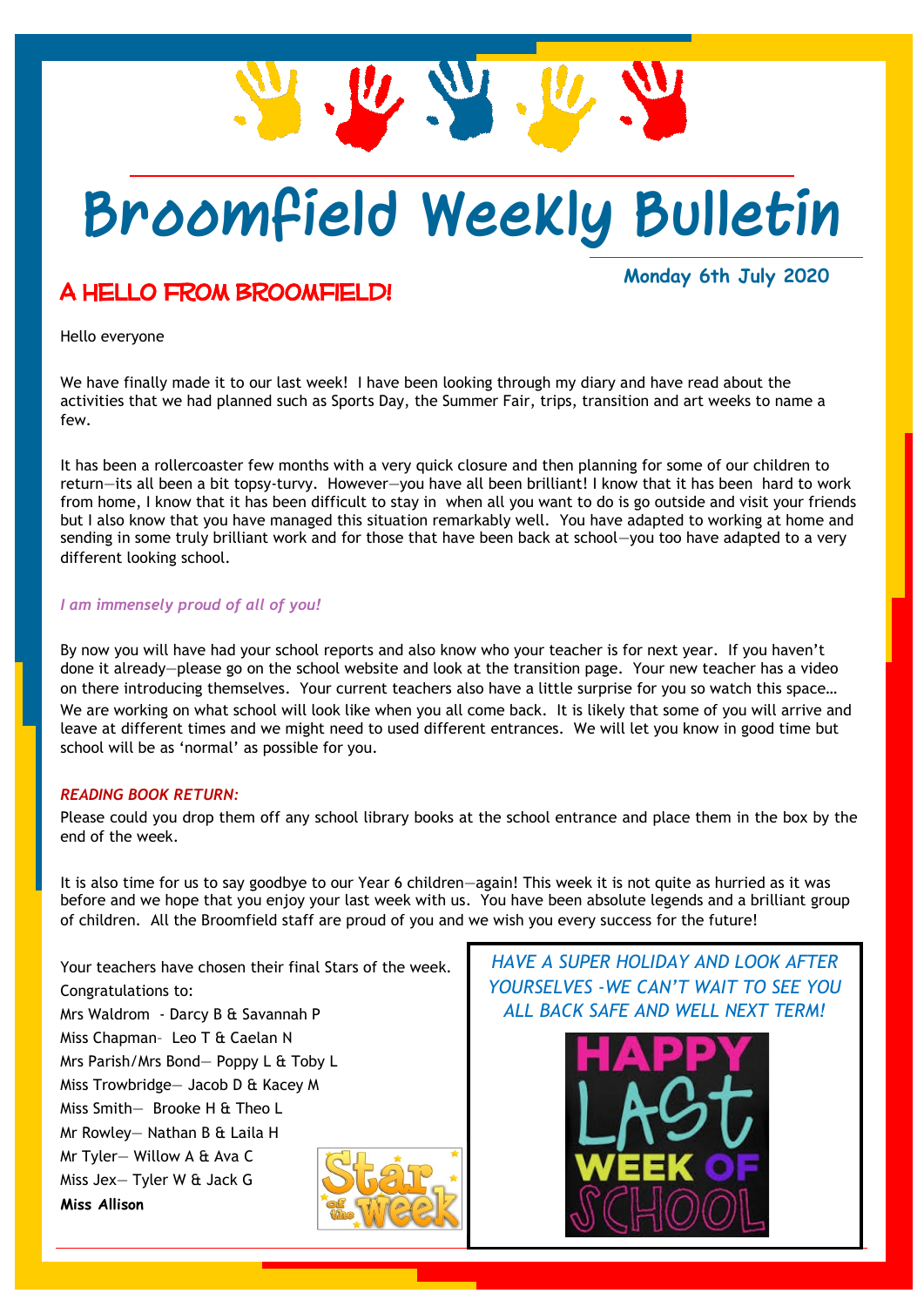# Broomfield Weekly Bulletin

**Monday 6th July 2020**

## A HELLO FROM BROOMFIELD!

Hello everyone

We have finally made it to our last week! I have been looking through my diary and have read about the activities that we had planned such as Sports Day, the Summer Fair, trips, transition and art weeks to name a few.

It has been a rollercoaster few months with a very quick closure and then planning for some of our children to return—its all been a bit topsy-turvy. However—you have all been brilliant! I know that it has been hard to work from home, I know that it has been difficult to stay in when all you want to do is go outside and visit your friends but I also know that you have managed this situation remarkably well. You have adapted to working at home and sending in some truly brilliant work and for those that have been back at school—you too have adapted to a very different looking school.

*I am immensely proud of all of you!*

By now you will have had your school reports and also know who your teacher is for next year. If you haven't done it already—please go on the school website and look at the transition page. Your new teacher has a video on there introducing themselves. Your current teachers also have a little surprise for you so watch this space… We are working on what school will look like when you all come back. It is likely that some of you will arrive and leave at different times and we might need to used different entrances. We will let you know in good time but school will be as 'normal' as possible for you.

*READING BOOK RETURN:*

Please could you drop them off any school library books at the school entrance and place them in the box by the end of the week.

It is also time for us to say goodbye to our Year 6 children—again! This week it is not quite as hurried as it was before and we hope that you enjoy your last week with us. You have been absolute legends and a brilliant group of children. All the Broomfield staff are proud of you and we wish you every success for the future!

Your teachers have chosen their final Stars of the week. Congratulations to:

Mrs Waldrom - Darcy B & Savannah P
Miss Chapman- Leo T & Caelan N
Mrs Parish/Mrs Bond— Poppy L & Toby L
Miss Trowbridge— Jacob D & Kacey M
Miss Smith— Brooke H & Theo L
Mr Rowley— Nathan B & Laila H
Mr Tyler— Willow A & Ava C
Miss Jex— Tyler W & Jack G
**Miss Allison**

*HAVE A SUPER HOLIDAY AND LOOK AFTER YOURSELVES -WE CAN'T WAIT TO SEE YOU ALL BACK SAFE AND WELL NEXT TERM!*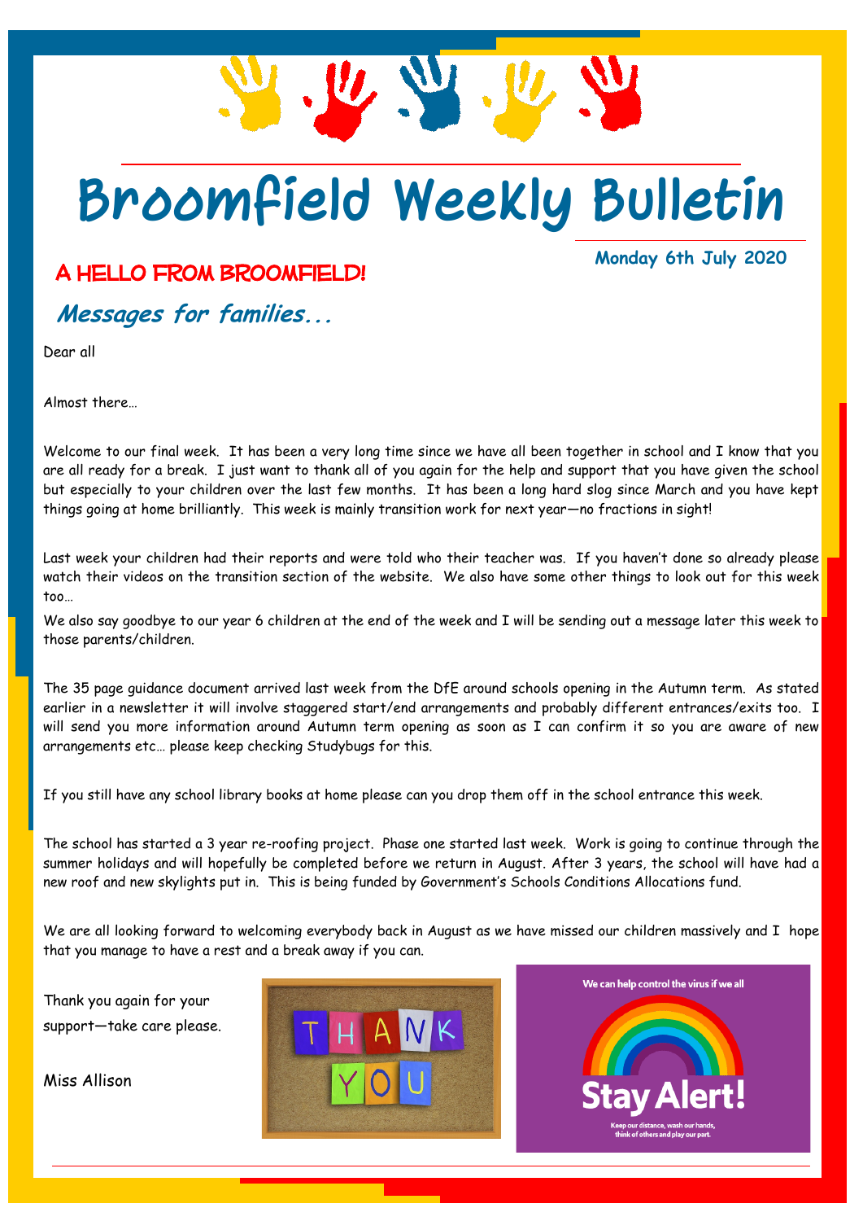# Broomfield Weekly Bulletin

**Monday 6th July 2020**

## A HELLO FROM BROOMFIELD!

### *Messages for families...*

Dear all

Almost there…

Welcome to our final week. It has been a very long time since we have all been together in school and I know that you are all ready for a break. I just want to thank all of you again for the help and support that you have given the school but especially to your children over the last few months. It has been a long hard slog since March and you have kept things going at home brilliantly. This week is mainly transition work for next year—no fractions in sight!

Last week your children had their reports and were told who their teacher was. If you haven't done so already please watch their videos on the transition section of the website. We also have some other things to look out for this week too…

We also say goodbye to our year 6 children at the end of the week and I will be sending out a message later this week to those parents/children.

The 35 page guidance document arrived last week from the DfE around schools opening in the Autumn term. As stated earlier in a newsletter it will involve staggered start/end arrangements and probably different entrances/exits too. I will send you more information around Autumn term opening as soon as I can confirm it so you are aware of new arrangements etc… please keep checking Studybugs for this.

If you still have any school library books at home please can you drop them off in the school entrance this week.

The school has started a 3 year re-roofing project. Phase one started last week. Work is going to continue through the summer holidays and will hopefully be completed before we return in August. After 3 years, the school will have had a new roof and new skylights put in. This is being funded by Government's Schools Conditions Allocations fund.

We are all looking forward to welcoming everybody back in August as we have missed our children massively and I hope that you manage to have a rest and a break away if you can.

Thank you again for your support—take care please.

Miss Allison